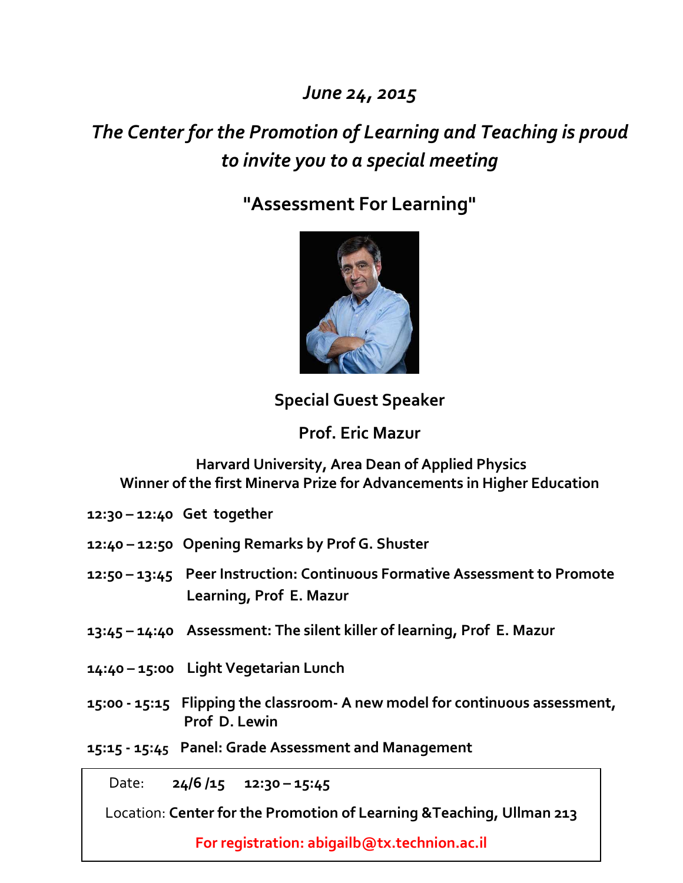*June 24, 2015*

*The Center for the Promotion of Learning and Teaching is proud to invite you to a special meeting*

## "Assessment For Learning"

**Special Guest Speaker**

**Prof. Eric Mazur**

**Harvard University, Area Dean of Applied Physics**
**Winner of the first Minerva Prize for Advancements in Higher Education**

**12:30 – 12:40** Get together

**12:40 – 12:50** Opening Remarks by Prof G. Shuster

**12:50 – 13:45** Peer Instruction: Continuous Formative Assessment to Promote Learning, Prof E. Mazur

**13:45 – 14:40** Assessment: The silent killer of learning, Prof E. Mazur

**14:40 – 15:00** Light Vegetarian Lunch

**15:00 - 15:15** Flipping the classroom- A new model for continuous assessment, Prof D. Lewin

**15:15 - 15:45** Panel: Grade Assessment and Management

Date: **24/6 /15 12:30 – 15:45**

Location: **Center for the Promotion of Learning &Teaching, Ullman 213**

**For registration: abigailb@tx.technion.ac.il**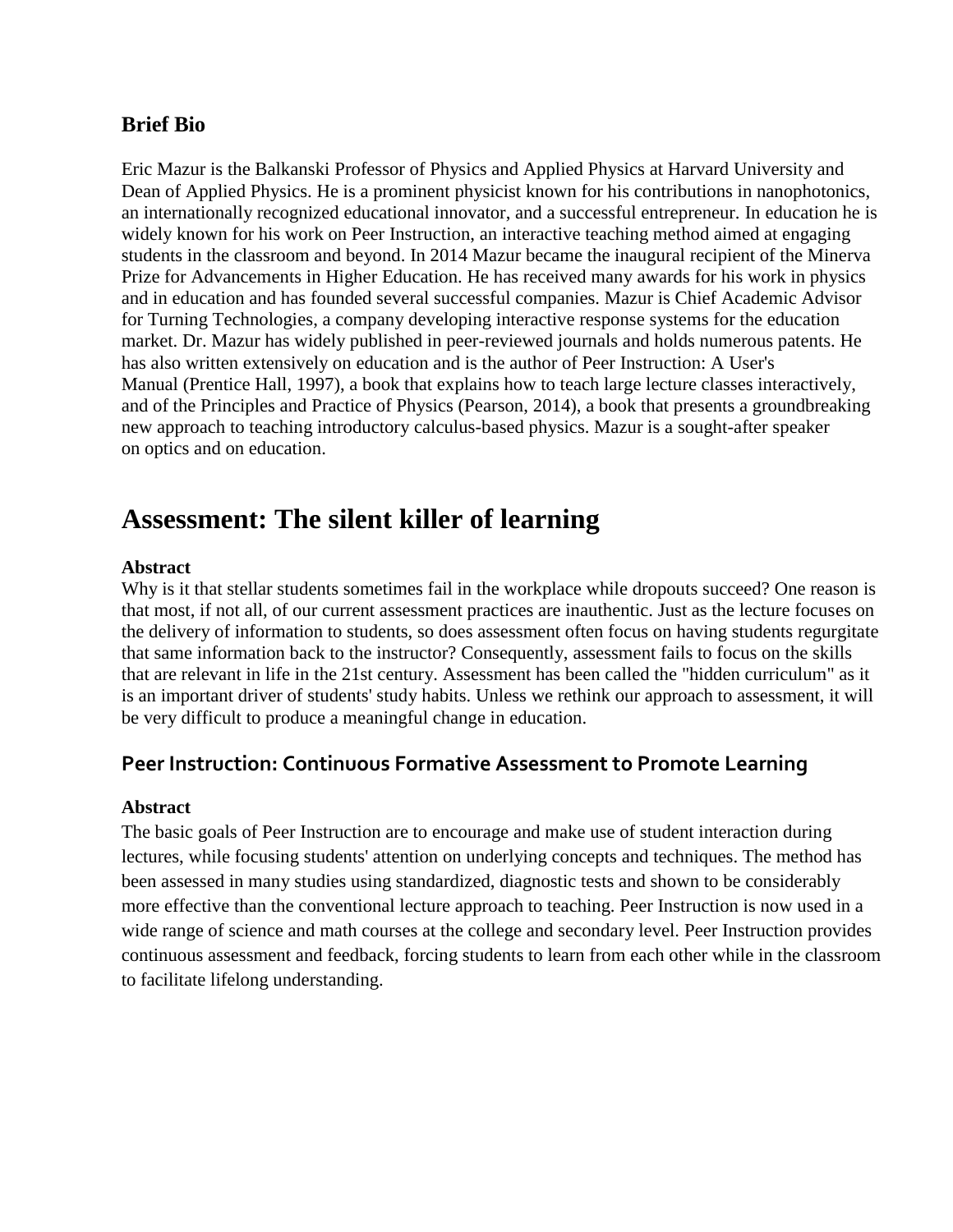### Brief Bio

Eric Mazur is the Balkanski Professor of Physics and Applied Physics at Harvard University and Dean of Applied Physics. He is a prominent physicist known for his contributions in nanophotonics, an internationally recognized educational innovator, and a successful entrepreneur. In education he is widely known for his work on Peer Instruction, an interactive teaching method aimed at engaging students in the classroom and beyond. In 2014 Mazur became the inaugural recipient of the Minerva Prize for Advancements in Higher Education. He has received many awards for his work in physics and in education and has founded several successful companies. Mazur is Chief Academic Advisor for Turning Technologies, a company developing interactive response systems for the education market. Dr. Mazur has widely published in peer-reviewed journals and holds numerous patents. He has also written extensively on education and is the author of Peer Instruction: A User's Manual (Prentice Hall, 1997), a book that explains how to teach large lecture classes interactively, and of the Principles and Practice of Physics (Pearson, 2014), a book that presents a groundbreaking new approach to teaching introductory calculus-based physics. Mazur is a sought-after speaker on optics and on education.

# Assessment: The silent killer of learning

**Abstract**
Why is it that stellar students sometimes fail in the workplace while dropouts succeed? One reason is that most, if not all, of our current assessment practices are inauthentic. Just as the lecture focuses on the delivery of information to students, so does assessment often focus on having students regurgitate that same information back to the instructor? Consequently, assessment fails to focus on the skills that are relevant in life in the 21st century. Assessment has been called the "hidden curriculum" as it is an important driver of students' study habits. Unless we rethink our approach to assessment, it will be very difficult to produce a meaningful change in education.

## Peer Instruction: Continuous Formative Assessment to Promote Learning

**Abstract**
The basic goals of Peer Instruction are to encourage and make use of student interaction during lectures, while focusing students' attention on underlying concepts and techniques. The method has been assessed in many studies using standardized, diagnostic tests and shown to be considerably more effective than the conventional lecture approach to teaching. Peer Instruction is now used in a wide range of science and math courses at the college and secondary level. Peer Instruction provides continuous assessment and feedback, forcing students to learn from each other while in the classroom to facilitate lifelong understanding.